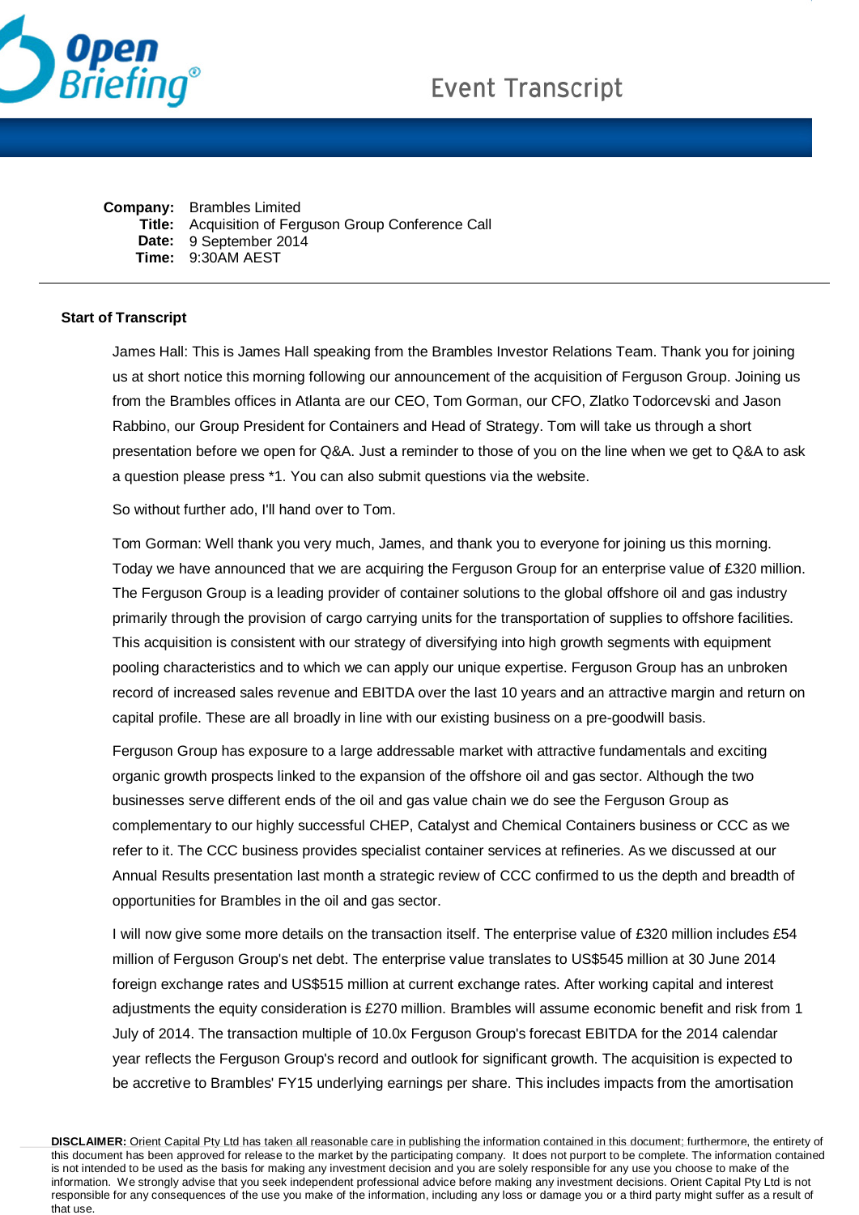# Event Transcript

**Company:** Brambles Limited
**Title:** Acquisition of Ferguson Group Conference Call
**Date:** 9 September 2014
**Time:** 9:30AM AEST

---

**Start of Transcript**

James Hall: This is James Hall speaking from the Brambles Investor Relations Team. Thank you for joining us at short notice this morning following our announcement of the acquisition of Ferguson Group. Joining us from the Brambles offices in Atlanta are our CEO, Tom Gorman, our CFO, Zlatko Todorcevski and Jason Rabbino, our Group President for Containers and Head of Strategy. Tom will take us through a short presentation before we open for Q&A. Just a reminder to those of you on the line when we get to Q&A to ask a question please press *1. You can also submit questions via the website.

So without further ado, I'll hand over to Tom.

Tom Gorman: Well thank you very much, James, and thank you to everyone for joining us this morning. Today we have announced that we are acquiring the Ferguson Group for an enterprise value of £320 million. The Ferguson Group is a leading provider of container solutions to the global offshore oil and gas industry primarily through the provision of cargo carrying units for the transportation of supplies to offshore facilities. This acquisition is consistent with our strategy of diversifying into high growth segments with equipment pooling characteristics and to which we can apply our unique expertise. Ferguson Group has an unbroken record of increased sales revenue and EBITDA over the last 10 years and an attractive margin and return on capital profile. These are all broadly in line with our existing business on a pre-goodwill basis.

Ferguson Group has exposure to a large addressable market with attractive fundamentals and exciting organic growth prospects linked to the expansion of the offshore oil and gas sector. Although the two businesses serve different ends of the oil and gas value chain we do see the Ferguson Group as complementary to our highly successful CHEP, Catalyst and Chemical Containers business or CCC as we refer to it. The CCC business provides specialist container services at refineries. As we discussed at our Annual Results presentation last month a strategic review of CCC confirmed to us the depth and breadth of opportunities for Brambles in the oil and gas sector.

I will now give some more details on the transaction itself. The enterprise value of £320 million includes £54 million of Ferguson Group's net debt. The enterprise value translates to US$545 million at 30 June 2014 foreign exchange rates and US$515 million at current exchange rates. After working capital and interest adjustments the equity consideration is £270 million. Brambles will assume economic benefit and risk from 1 July of 2014. The transaction multiple of 10.0x Ferguson Group's forecast EBITDA for the 2014 calendar year reflects the Ferguson Group's record and outlook for significant growth. The acquisition is expected to be accretive to Brambles' FY15 underlying earnings per share. This includes impacts from the amortisation

**DISCLAIMER:** Orient Capital Pty Ltd has taken all reasonable care in publishing the information contained in this document; furthermore, the entirety of this document has been approved for release to the market by the participating company. It does not purport to be complete. The information contained is not intended to be used as the basis for making any investment decision and you are solely responsible for any use you choose to make of the information. We strongly advise that you seek independent professional advice before making any investment decisions. Orient Capital Pty Ltd is not responsible for any consequences of the use you make of the information, including any loss or damage you or a third party might suffer as a result of that use.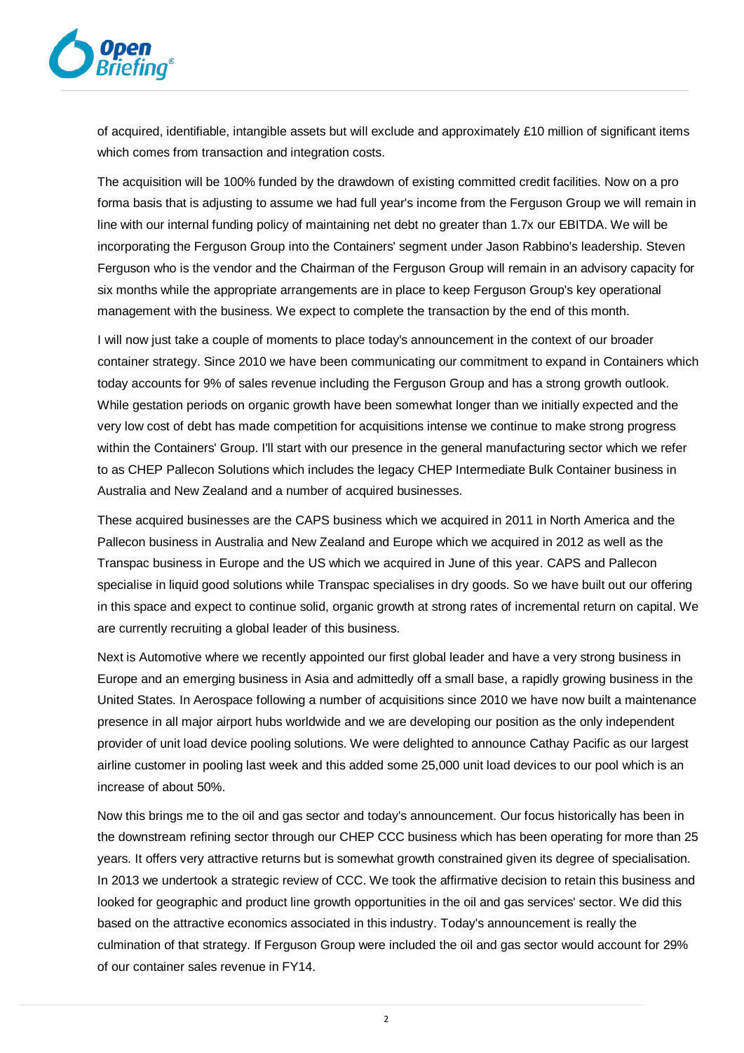of acquired, identifiable, intangible assets but will exclude and approximately £10 million of significant items which comes from transaction and integration costs.

The acquisition will be 100% funded by the drawdown of existing committed credit facilities. Now on a pro forma basis that is adjusting to assume we had full year's income from the Ferguson Group we will remain in line with our internal funding policy of maintaining net debt no greater than 1.7x our EBITDA. We will be incorporating the Ferguson Group into the Containers' segment under Jason Rabbino's leadership. Steven Ferguson who is the vendor and the Chairman of the Ferguson Group will remain in an advisory capacity for six months while the appropriate arrangements are in place to keep Ferguson Group's key operational management with the business. We expect to complete the transaction by the end of this month.

I will now just take a couple of moments to place today's announcement in the context of our broader container strategy. Since 2010 we have been communicating our commitment to expand in Containers which today accounts for 9% of sales revenue including the Ferguson Group and has a strong growth outlook. While gestation periods on organic growth have been somewhat longer than we initially expected and the very low cost of debt has made competition for acquisitions intense we continue to make strong progress within the Containers' Group. I'll start with our presence in the general manufacturing sector which we refer to as CHEP Pallecon Solutions which includes the legacy CHEP Intermediate Bulk Container business in Australia and New Zealand and a number of acquired businesses.

These acquired businesses are the CAPS business which we acquired in 2011 in North America and the Pallecon business in Australia and New Zealand and Europe which we acquired in 2012 as well as the Transpac business in Europe and the US which we acquired in June of this year. CAPS and Pallecon specialise in liquid good solutions while Transpac specialises in dry goods. So we have built out our offering in this space and expect to continue solid, organic growth at strong rates of incremental return on capital. We are currently recruiting a global leader of this business.

Next is Automotive where we recently appointed our first global leader and have a very strong business in Europe and an emerging business in Asia and admittedly off a small base, a rapidly growing business in the United States. In Aerospace following a number of acquisitions since 2010 we have now built a maintenance presence in all major airport hubs worldwide and we are developing our position as the only independent provider of unit load device pooling solutions. We were delighted to announce Cathay Pacific as our largest airline customer in pooling last week and this added some 25,000 unit load devices to our pool which is an increase of about 50%.

Now this brings me to the oil and gas sector and today's announcement. Our focus historically has been in the downstream refining sector through our CHEP CCC business which has been operating for more than 25 years. It offers very attractive returns but is somewhat growth constrained given its degree of specialisation. In 2013 we undertook a strategic review of CCC. We took the affirmative decision to retain this business and looked for geographic and product line growth opportunities in the oil and gas services' sector. We did this based on the attractive economics associated in this industry. Today's announcement is really the culmination of that strategy. If Ferguson Group were included the oil and gas sector would account for 29% of our container sales revenue in FY14.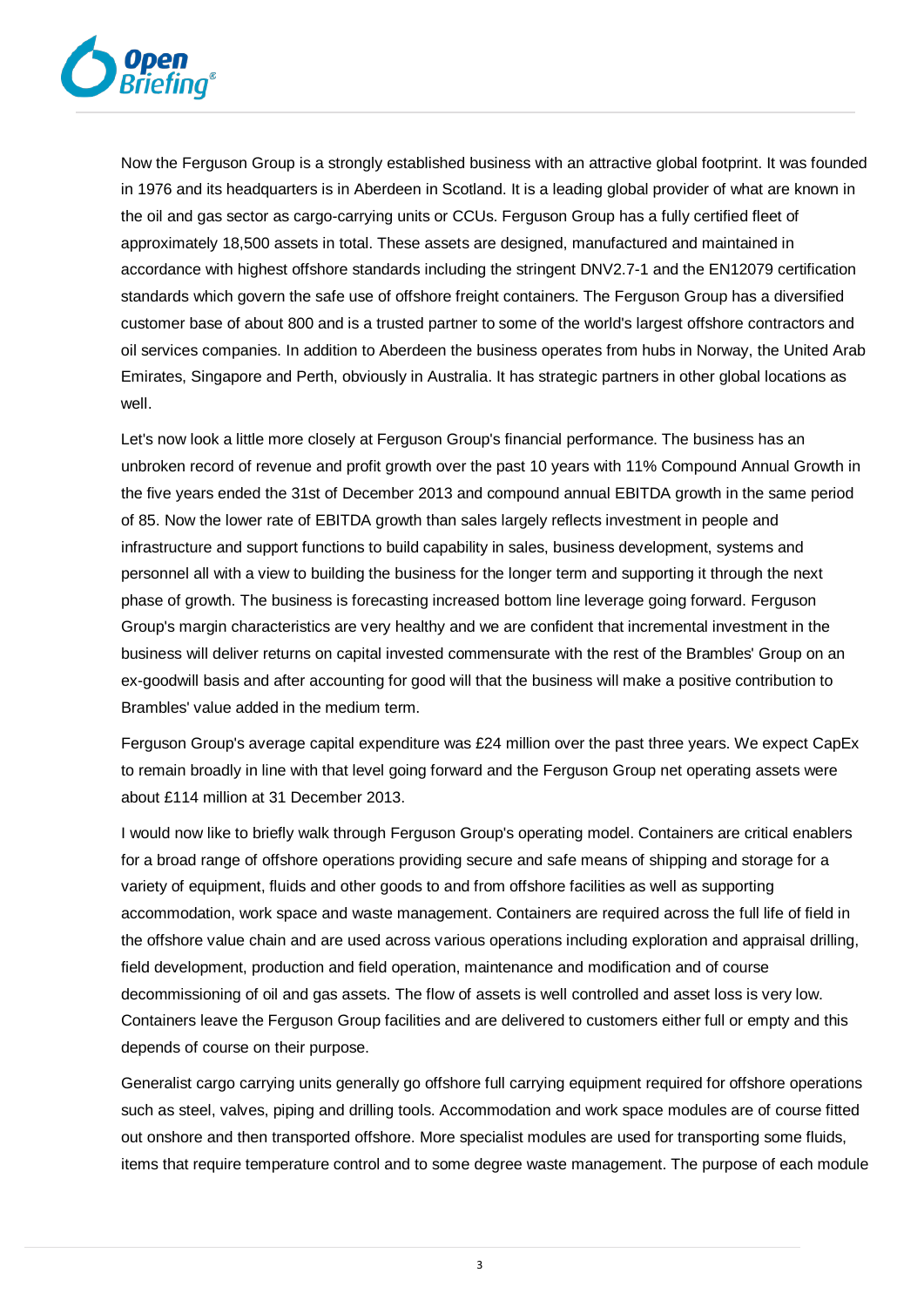Now the Ferguson Group is a strongly established business with an attractive global footprint. It was founded in 1976 and its headquarters is in Aberdeen in Scotland. It is a leading global provider of what are known in the oil and gas sector as cargo-carrying units or CCUs. Ferguson Group has a fully certified fleet of approximately 18,500 assets in total. These assets are designed, manufactured and maintained in accordance with highest offshore standards including the stringent DNV2.7-1 and the EN12079 certification standards which govern the safe use of offshore freight containers. The Ferguson Group has a diversified customer base of about 800 and is a trusted partner to some of the world's largest offshore contractors and oil services companies. In addition to Aberdeen the business operates from hubs in Norway, the United Arab Emirates, Singapore and Perth, obviously in Australia. It has strategic partners in other global locations as well.

Let's now look a little more closely at Ferguson Group's financial performance. The business has an unbroken record of revenue and profit growth over the past 10 years with 11% Compound Annual Growth in the five years ended the 31st of December 2013 and compound annual EBITDA growth in the same period of 85. Now the lower rate of EBITDA growth than sales largely reflects investment in people and infrastructure and support functions to build capability in sales, business development, systems and personnel all with a view to building the business for the longer term and supporting it through the next phase of growth. The business is forecasting increased bottom line leverage going forward. Ferguson Group's margin characteristics are very healthy and we are confident that incremental investment in the business will deliver returns on capital invested commensurate with the rest of the Brambles' Group on an ex-goodwill basis and after accounting for good will that the business will make a positive contribution to Brambles' value added in the medium term.

Ferguson Group's average capital expenditure was £24 million over the past three years. We expect CapEx to remain broadly in line with that level going forward and the Ferguson Group net operating assets were about £114 million at 31 December 2013.

I would now like to briefly walk through Ferguson Group's operating model. Containers are critical enablers for a broad range of offshore operations providing secure and safe means of shipping and storage for a variety of equipment, fluids and other goods to and from offshore facilities as well as supporting accommodation, work space and waste management. Containers are required across the full life of field in the offshore value chain and are used across various operations including exploration and appraisal drilling, field development, production and field operation, maintenance and modification and of course decommissioning of oil and gas assets. The flow of assets is well controlled and asset loss is very low. Containers leave the Ferguson Group facilities and are delivered to customers either full or empty and this depends of course on their purpose.

Generalist cargo carrying units generally go offshore full carrying equipment required for offshore operations such as steel, valves, piping and drilling tools. Accommodation and work space modules are of course fitted out onshore and then transported offshore. More specialist modules are used for transporting some fluids, items that require temperature control and to some degree waste management. The purpose of each module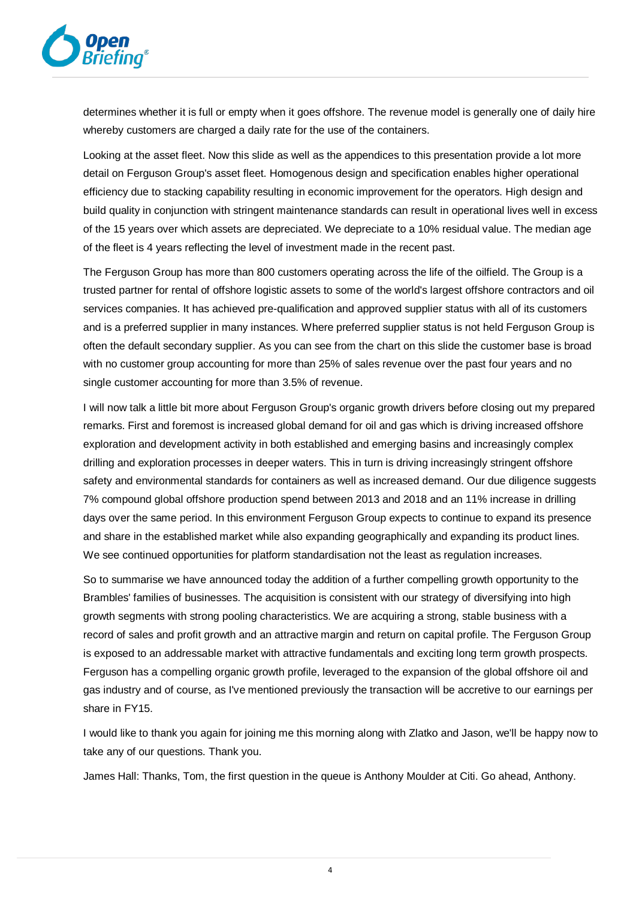determines whether it is full or empty when it goes offshore. The revenue model is generally one of daily hire whereby customers are charged a daily rate for the use of the containers.

Looking at the asset fleet. Now this slide as well as the appendices to this presentation provide a lot more detail on Ferguson Group's asset fleet. Homogenous design and specification enables higher operational efficiency due to stacking capability resulting in economic improvement for the operators. High design and build quality in conjunction with stringent maintenance standards can result in operational lives well in excess of the 15 years over which assets are depreciated. We depreciate to a 10% residual value. The median age of the fleet is 4 years reflecting the level of investment made in the recent past.

The Ferguson Group has more than 800 customers operating across the life of the oilfield. The Group is a trusted partner for rental of offshore logistic assets to some of the world's largest offshore contractors and oil services companies. It has achieved pre-qualification and approved supplier status with all of its customers and is a preferred supplier in many instances. Where preferred supplier status is not held Ferguson Group is often the default secondary supplier. As you can see from the chart on this slide the customer base is broad with no customer group accounting for more than 25% of sales revenue over the past four years and no single customer accounting for more than 3.5% of revenue.

I will now talk a little bit more about Ferguson Group's organic growth drivers before closing out my prepared remarks. First and foremost is increased global demand for oil and gas which is driving increased offshore exploration and development activity in both established and emerging basins and increasingly complex drilling and exploration processes in deeper waters. This in turn is driving increasingly stringent offshore safety and environmental standards for containers as well as increased demand. Our due diligence suggests 7% compound global offshore production spend between 2013 and 2018 and an 11% increase in drilling days over the same period. In this environment Ferguson Group expects to continue to expand its presence and share in the established market while also expanding geographically and expanding its product lines. We see continued opportunities for platform standardisation not the least as regulation increases.

So to summarise we have announced today the addition of a further compelling growth opportunity to the Brambles' families of businesses. The acquisition is consistent with our strategy of diversifying into high growth segments with strong pooling characteristics. We are acquiring a strong, stable business with a record of sales and profit growth and an attractive margin and return on capital profile. The Ferguson Group is exposed to an addressable market with attractive fundamentals and exciting long term growth prospects. Ferguson has a compelling organic growth profile, leveraged to the expansion of the global offshore oil and gas industry and of course, as I've mentioned previously the transaction will be accretive to our earnings per share in FY15.

I would like to thank you again for joining me this morning along with Zlatko and Jason, we'll be happy now to take any of our questions. Thank you.

James Hall: Thanks, Tom, the first question in the queue is Anthony Moulder at Citi. Go ahead, Anthony.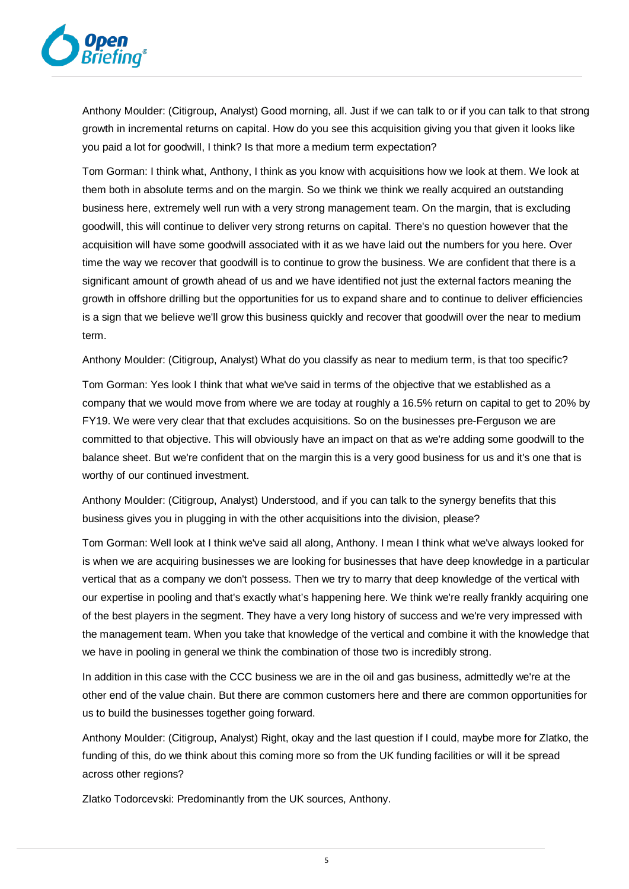Anthony Moulder: (Citigroup, Analyst) Good morning, all. Just if we can talk to or if you can talk to that strong growth in incremental returns on capital. How do you see this acquisition giving you that given it looks like you paid a lot for goodwill, I think? Is that more a medium term expectation?

Tom Gorman: I think what, Anthony, I think as you know with acquisitions how we look at them. We look at them both in absolute terms and on the margin. So we think we think we really acquired an outstanding business here, extremely well run with a very strong management team. On the margin, that is excluding goodwill, this will continue to deliver very strong returns on capital. There's no question however that the acquisition will have some goodwill associated with it as we have laid out the numbers for you here. Over time the way we recover that goodwill is to continue to grow the business. We are confident that there is a significant amount of growth ahead of us and we have identified not just the external factors meaning the growth in offshore drilling but the opportunities for us to expand share and to continue to deliver efficiencies is a sign that we believe we'll grow this business quickly and recover that goodwill over the near to medium term.

Anthony Moulder: (Citigroup, Analyst) What do you classify as near to medium term, is that too specific?

Tom Gorman: Yes look I think that what we've said in terms of the objective that we established as a company that we would move from where we are today at roughly a 16.5% return on capital to get to 20% by FY19. We were very clear that that excludes acquisitions. So on the businesses pre-Ferguson we are committed to that objective. This will obviously have an impact on that as we're adding some goodwill to the balance sheet. But we're confident that on the margin this is a very good business for us and it's one that is worthy of our continued investment.

Anthony Moulder: (Citigroup, Analyst) Understood, and if you can talk to the synergy benefits that this business gives you in plugging in with the other acquisitions into the division, please?

Tom Gorman: Well look at I think we've said all along, Anthony. I mean I think what we've always looked for is when we are acquiring businesses we are looking for businesses that have deep knowledge in a particular vertical that as a company we don't possess. Then we try to marry that deep knowledge of the vertical with our expertise in pooling and that's exactly what's happening here. We think we're really frankly acquiring one of the best players in the segment. They have a very long history of success and we're very impressed with the management team. When you take that knowledge of the vertical and combine it with the knowledge that we have in pooling in general we think the combination of those two is incredibly strong.

In addition in this case with the CCC business we are in the oil and gas business, admittedly we're at the other end of the value chain. But there are common customers here and there are common opportunities for us to build the businesses together going forward.

Anthony Moulder: (Citigroup, Analyst) Right, okay and the last question if I could, maybe more for Zlatko, the funding of this, do we think about this coming more so from the UK funding facilities or will it be spread across other regions?

Zlatko Todorcevski: Predominantly from the UK sources, Anthony.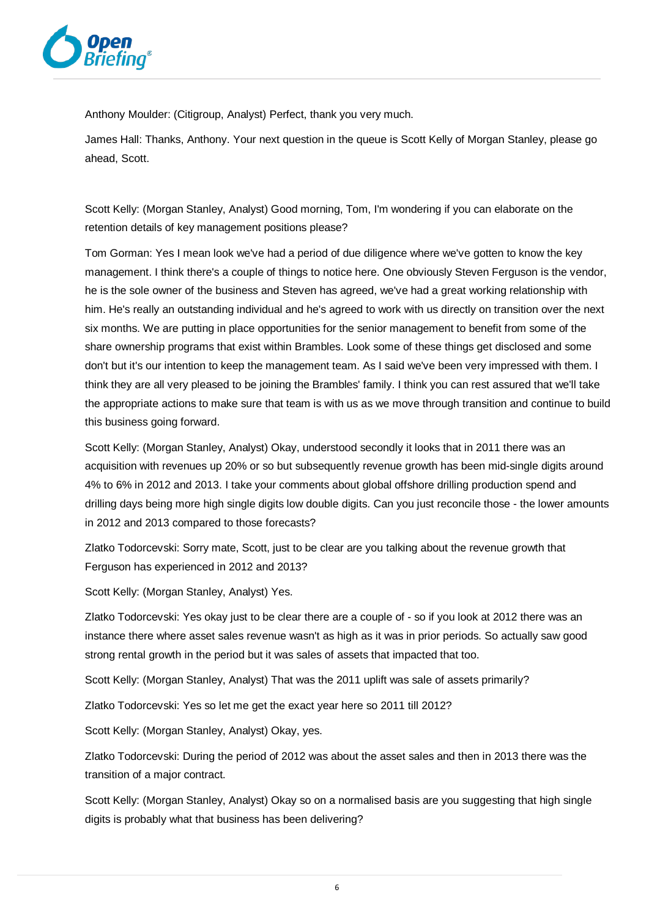Anthony Moulder: (Citigroup, Analyst) Perfect, thank you very much.

James Hall: Thanks, Anthony. Your next question in the queue is Scott Kelly of Morgan Stanley, please go ahead, Scott.

Scott Kelly: (Morgan Stanley, Analyst) Good morning, Tom, I'm wondering if you can elaborate on the retention details of key management positions please?

Tom Gorman: Yes I mean look we've had a period of due diligence where we've gotten to know the key management. I think there's a couple of things to notice here. One obviously Steven Ferguson is the vendor, he is the sole owner of the business and Steven has agreed, we've had a great working relationship with him. He's really an outstanding individual and he's agreed to work with us directly on transition over the next six months. We are putting in place opportunities for the senior management to benefit from some of the share ownership programs that exist within Brambles. Look some of these things get disclosed and some don't but it's our intention to keep the management team. As I said we've been very impressed with them. I think they are all very pleased to be joining the Brambles' family. I think you can rest assured that we'll take the appropriate actions to make sure that team is with us as we move through transition and continue to build this business going forward.

Scott Kelly: (Morgan Stanley, Analyst) Okay, understood secondly it looks that in 2011 there was an acquisition with revenues up 20% or so but subsequently revenue growth has been mid-single digits around 4% to 6% in 2012 and 2013. I take your comments about global offshore drilling production spend and drilling days being more high single digits low double digits. Can you just reconcile those - the lower amounts in 2012 and 2013 compared to those forecasts?

Zlatko Todorcevski: Sorry mate, Scott, just to be clear are you talking about the revenue growth that Ferguson has experienced in 2012 and 2013?

Scott Kelly: (Morgan Stanley, Analyst) Yes.

Zlatko Todorcevski: Yes okay just to be clear there are a couple of - so if you look at 2012 there was an instance there where asset sales revenue wasn't as high as it was in prior periods. So actually saw good strong rental growth in the period but it was sales of assets that impacted that too.

Scott Kelly: (Morgan Stanley, Analyst) That was the 2011 uplift was sale of assets primarily?

Zlatko Todorcevski: Yes so let me get the exact year here so 2011 till 2012?

Scott Kelly: (Morgan Stanley, Analyst) Okay, yes.

Zlatko Todorcevski: During the period of 2012 was about the asset sales and then in 2013 there was the transition of a major contract.

Scott Kelly: (Morgan Stanley, Analyst) Okay so on a normalised basis are you suggesting that high single digits is probably what that business has been delivering?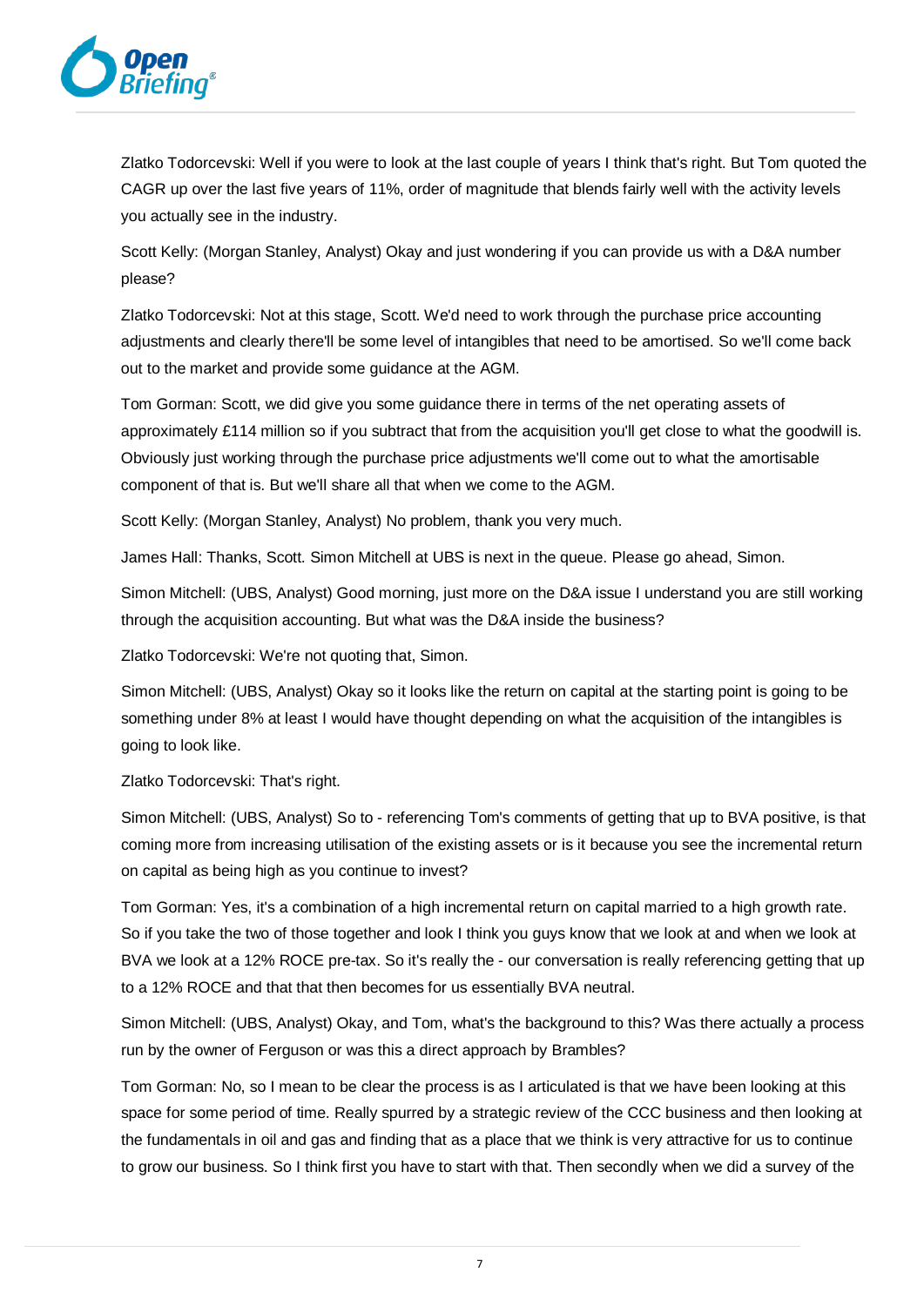Zlatko Todorcevski: Well if you were to look at the last couple of years I think that's right. But Tom quoted the CAGR up over the last five years of 11%, order of magnitude that blends fairly well with the activity levels you actually see in the industry.

Scott Kelly: (Morgan Stanley, Analyst) Okay and just wondering if you can provide us with a D&A number please?

Zlatko Todorcevski: Not at this stage, Scott. We'd need to work through the purchase price accounting adjustments and clearly there'll be some level of intangibles that need to be amortised. So we'll come back out to the market and provide some guidance at the AGM.

Tom Gorman: Scott, we did give you some guidance there in terms of the net operating assets of approximately £114 million so if you subtract that from the acquisition you'll get close to what the goodwill is. Obviously just working through the purchase price adjustments we'll come out to what the amortisable component of that is. But we'll share all that when we come to the AGM.

Scott Kelly: (Morgan Stanley, Analyst) No problem, thank you very much.

James Hall: Thanks, Scott. Simon Mitchell at UBS is next in the queue. Please go ahead, Simon.

Simon Mitchell: (UBS, Analyst) Good morning, just more on the D&A issue I understand you are still working through the acquisition accounting. But what was the D&A inside the business?

Zlatko Todorcevski: We're not quoting that, Simon.

Simon Mitchell: (UBS, Analyst) Okay so it looks like the return on capital at the starting point is going to be something under 8% at least I would have thought depending on what the acquisition of the intangibles is going to look like.

Zlatko Todorcevski: That's right.

Simon Mitchell: (UBS, Analyst) So to - referencing Tom's comments of getting that up to BVA positive, is that coming more from increasing utilisation of the existing assets or is it because you see the incremental return on capital as being high as you continue to invest?

Tom Gorman: Yes, it's a combination of a high incremental return on capital married to a high growth rate. So if you take the two of those together and look I think you guys know that we look at and when we look at BVA we look at a 12% ROCE pre-tax. So it's really the - our conversation is really referencing getting that up to a 12% ROCE and that that then becomes for us essentially BVA neutral.

Simon Mitchell: (UBS, Analyst) Okay, and Tom, what's the background to this? Was there actually a process run by the owner of Ferguson or was this a direct approach by Brambles?

Tom Gorman: No, so I mean to be clear the process is as I articulated is that we have been looking at this space for some period of time. Really spurred by a strategic review of the CCC business and then looking at the fundamentals in oil and gas and finding that as a place that we think is very attractive for us to continue to grow our business. So I think first you have to start with that. Then secondly when we did a survey of the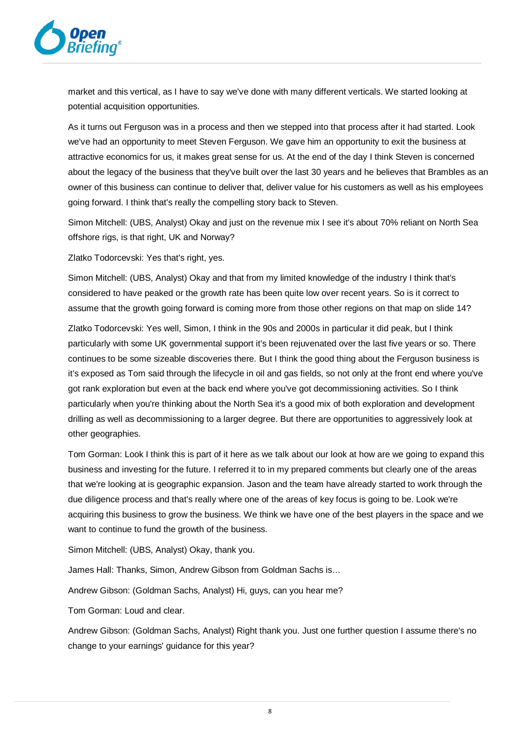market and this vertical, as I have to say we've done with many different verticals. We started looking at potential acquisition opportunities.

As it turns out Ferguson was in a process and then we stepped into that process after it had started. Look we've had an opportunity to meet Steven Ferguson. We gave him an opportunity to exit the business at attractive economics for us, it makes great sense for us. At the end of the day I think Steven is concerned about the legacy of the business that they've built over the last 30 years and he believes that Brambles as an owner of this business can continue to deliver that, deliver value for his customers as well as his employees going forward. I think that's really the compelling story back to Steven.

Simon Mitchell: (UBS, Analyst) Okay and just on the revenue mix I see it's about 70% reliant on North Sea offshore rigs, is that right, UK and Norway?

Zlatko Todorcevski: Yes that's right, yes.

Simon Mitchell: (UBS, Analyst) Okay and that from my limited knowledge of the industry I think that's considered to have peaked or the growth rate has been quite low over recent years. So is it correct to assume that the growth going forward is coming more from those other regions on that map on slide 14?

Zlatko Todorcevski: Yes well, Simon, I think in the 90s and 2000s in particular it did peak, but I think particularly with some UK governmental support it's been rejuvenated over the last five years or so. There continues to be some sizeable discoveries there. But I think the good thing about the Ferguson business is it's exposed as Tom said through the lifecycle in oil and gas fields, so not only at the front end where you've got rank exploration but even at the back end where you've got decommissioning activities. So I think particularly when you're thinking about the North Sea it's a good mix of both exploration and development drilling as well as decommissioning to a larger degree. But there are opportunities to aggressively look at other geographies.

Tom Gorman: Look I think this is part of it here as we talk about our look at how are we going to expand this business and investing for the future. I referred it to in my prepared comments but clearly one of the areas that we're looking at is geographic expansion. Jason and the team have already started to work through the due diligence process and that's really where one of the areas of key focus is going to be. Look we're acquiring this business to grow the business. We think we have one of the best players in the space and we want to continue to fund the growth of the business.

Simon Mitchell: (UBS, Analyst) Okay, thank you.

James Hall: Thanks, Simon, Andrew Gibson from Goldman Sachs is…

Andrew Gibson: (Goldman Sachs, Analyst) Hi, guys, can you hear me?

Tom Gorman: Loud and clear.

Andrew Gibson: (Goldman Sachs, Analyst) Right thank you. Just one further question I assume there's no change to your earnings' guidance for this year?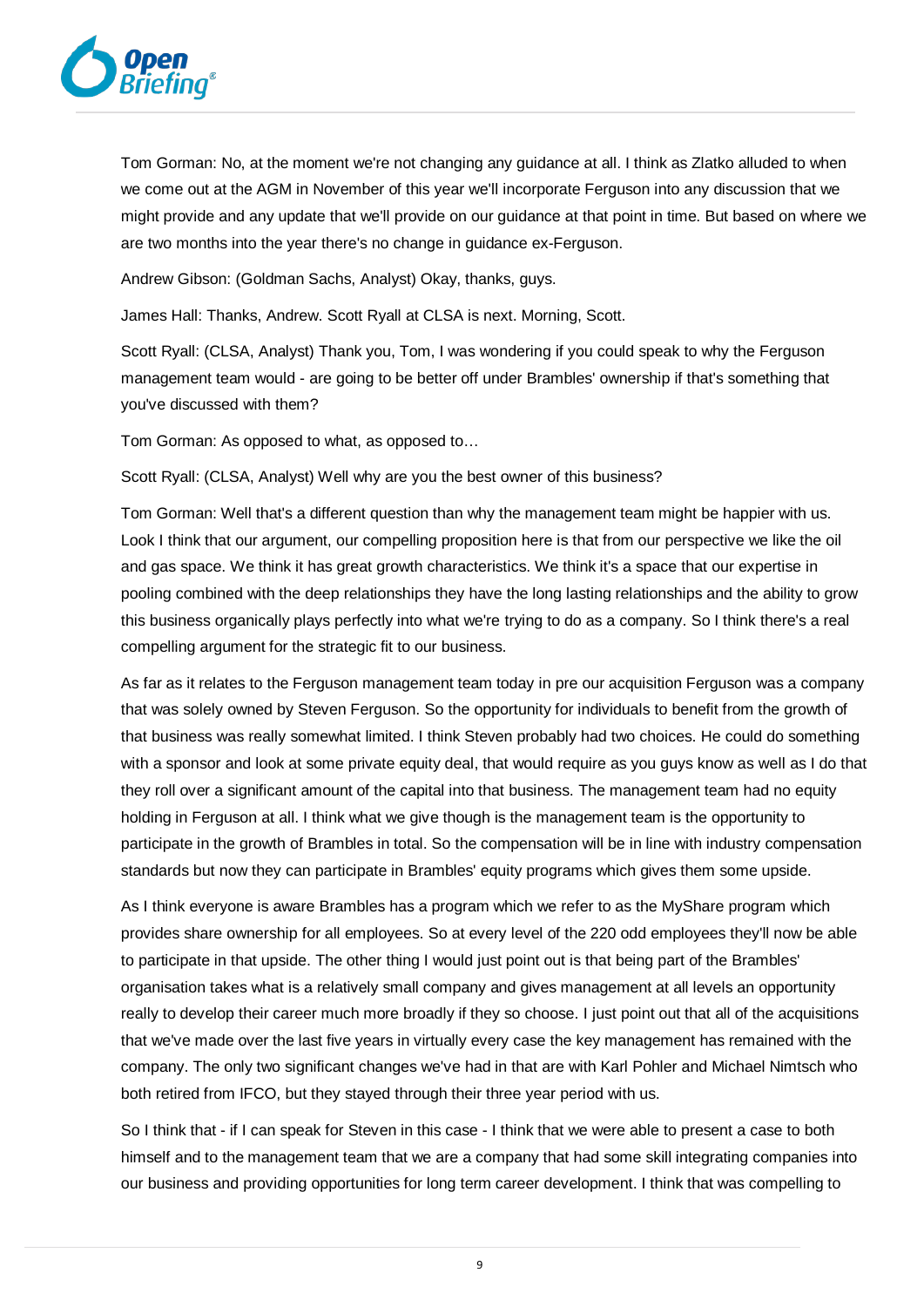Tom Gorman: No, at the moment we're not changing any guidance at all. I think as Zlatko alluded to when we come out at the AGM in November of this year we'll incorporate Ferguson into any discussion that we might provide and any update that we'll provide on our guidance at that point in time. But based on where we are two months into the year there's no change in guidance ex-Ferguson.

Andrew Gibson: (Goldman Sachs, Analyst) Okay, thanks, guys.

James Hall: Thanks, Andrew. Scott Ryall at CLSA is next. Morning, Scott.

Scott Ryall: (CLSA, Analyst) Thank you, Tom, I was wondering if you could speak to why the Ferguson management team would - are going to be better off under Brambles' ownership if that's something that you've discussed with them?

Tom Gorman: As opposed to what, as opposed to…

Scott Ryall: (CLSA, Analyst) Well why are you the best owner of this business?

Tom Gorman: Well that's a different question than why the management team might be happier with us. Look I think that our argument, our compelling proposition here is that from our perspective we like the oil and gas space. We think it has great growth characteristics. We think it's a space that our expertise in pooling combined with the deep relationships they have the long lasting relationships and the ability to grow this business organically plays perfectly into what we're trying to do as a company. So I think there's a real compelling argument for the strategic fit to our business.

As far as it relates to the Ferguson management team today in pre our acquisition Ferguson was a company that was solely owned by Steven Ferguson. So the opportunity for individuals to benefit from the growth of that business was really somewhat limited. I think Steven probably had two choices. He could do something with a sponsor and look at some private equity deal, that would require as you guys know as well as I do that they roll over a significant amount of the capital into that business. The management team had no equity holding in Ferguson at all. I think what we give though is the management team is the opportunity to participate in the growth of Brambles in total. So the compensation will be in line with industry compensation standards but now they can participate in Brambles' equity programs which gives them some upside.

As I think everyone is aware Brambles has a program which we refer to as the MyShare program which provides share ownership for all employees. So at every level of the 220 odd employees they'll now be able to participate in that upside. The other thing I would just point out is that being part of the Brambles' organisation takes what is a relatively small company and gives management at all levels an opportunity really to develop their career much more broadly if they so choose. I just point out that all of the acquisitions that we've made over the last five years in virtually every case the key management has remained with the company. The only two significant changes we've had in that are with Karl Pohler and Michael Nimtsch who both retired from IFCO, but they stayed through their three year period with us.

So I think that - if I can speak for Steven in this case - I think that we were able to present a case to both himself and to the management team that we are a company that had some skill integrating companies into our business and providing opportunities for long term career development. I think that was compelling to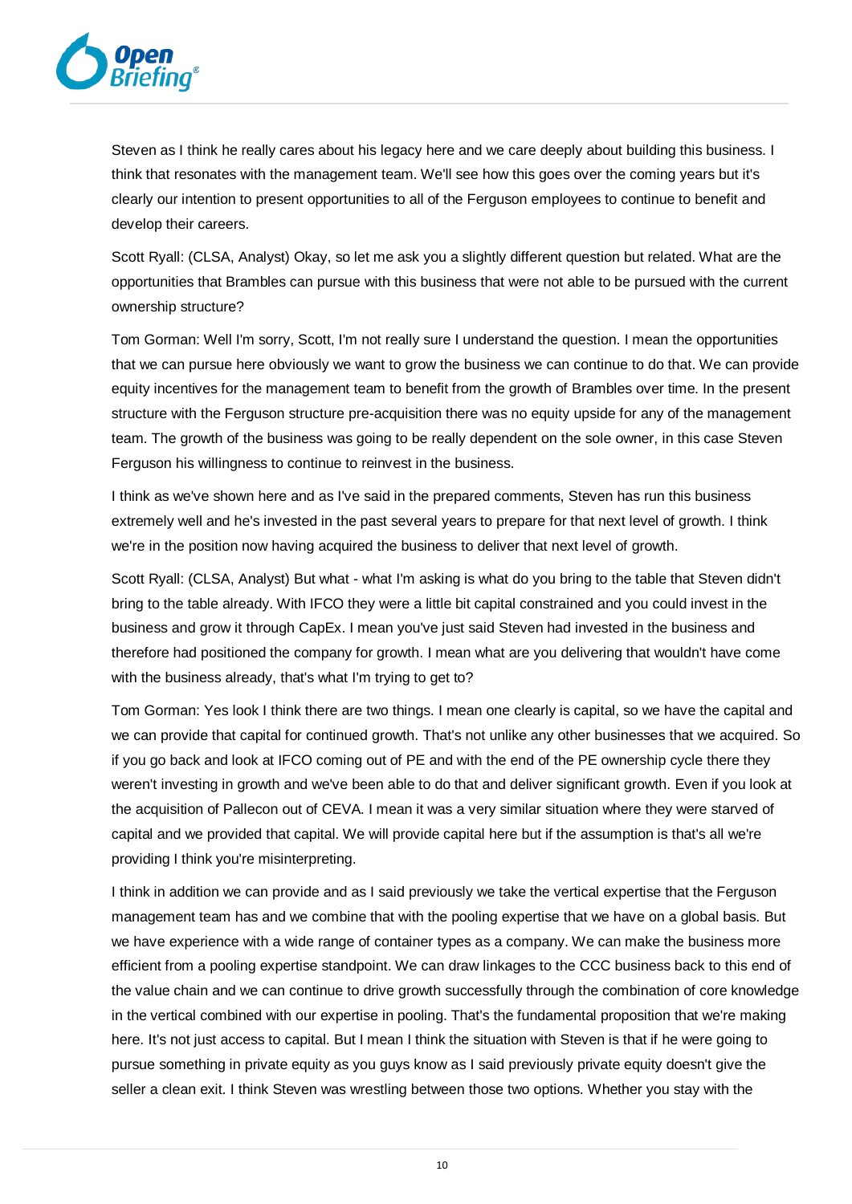Steven as I think he really cares about his legacy here and we care deeply about building this business. I think that resonates with the management team. We'll see how this goes over the coming years but it's clearly our intention to present opportunities to all of the Ferguson employees to continue to benefit and develop their careers.

Scott Ryall: (CLSA, Analyst) Okay, so let me ask you a slightly different question but related. What are the opportunities that Brambles can pursue with this business that were not able to be pursued with the current ownership structure?

Tom Gorman: Well I'm sorry, Scott, I'm not really sure I understand the question. I mean the opportunities that we can pursue here obviously we want to grow the business we can continue to do that. We can provide equity incentives for the management team to benefit from the growth of Brambles over time. In the present structure with the Ferguson structure pre-acquisition there was no equity upside for any of the management team. The growth of the business was going to be really dependent on the sole owner, in this case Steven Ferguson his willingness to continue to reinvest in the business.

I think as we've shown here and as I've said in the prepared comments, Steven has run this business extremely well and he's invested in the past several years to prepare for that next level of growth. I think we're in the position now having acquired the business to deliver that next level of growth.

Scott Ryall: (CLSA, Analyst) But what - what I'm asking is what do you bring to the table that Steven didn't bring to the table already. With IFCO they were a little bit capital constrained and you could invest in the business and grow it through CapEx. I mean you've just said Steven had invested in the business and therefore had positioned the company for growth. I mean what are you delivering that wouldn't have come with the business already, that's what I'm trying to get to?

Tom Gorman: Yes look I think there are two things. I mean one clearly is capital, so we have the capital and we can provide that capital for continued growth. That's not unlike any other businesses that we acquired. So if you go back and look at IFCO coming out of PE and with the end of the PE ownership cycle there they weren't investing in growth and we've been able to do that and deliver significant growth. Even if you look at the acquisition of Pallecon out of CEVA. I mean it was a very similar situation where they were starved of capital and we provided that capital. We will provide capital here but if the assumption is that's all we're providing I think you're misinterpreting.

I think in addition we can provide and as I said previously we take the vertical expertise that the Ferguson management team has and we combine that with the pooling expertise that we have on a global basis. But we have experience with a wide range of container types as a company. We can make the business more efficient from a pooling expertise standpoint. We can draw linkages to the CCC business back to this end of the value chain and we can continue to drive growth successfully through the combination of core knowledge in the vertical combined with our expertise in pooling. That's the fundamental proposition that we're making here. It's not just access to capital. But I mean I think the situation with Steven is that if he were going to pursue something in private equity as you guys know as I said previously private equity doesn't give the seller a clean exit. I think Steven was wrestling between those two options. Whether you stay with the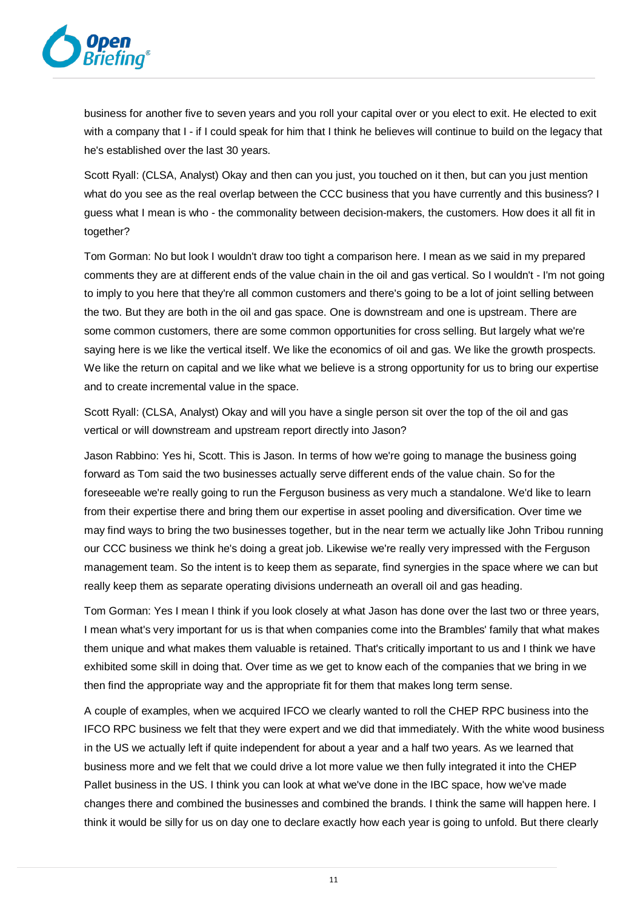business for another five to seven years and you roll your capital over or you elect to exit. He elected to exit with a company that I - if I could speak for him that I think he believes will continue to build on the legacy that he's established over the last 30 years.

Scott Ryall: (CLSA, Analyst) Okay and then can you just, you touched on it then, but can you just mention what do you see as the real overlap between the CCC business that you have currently and this business? I guess what I mean is who - the commonality between decision-makers, the customers. How does it all fit in together?

Tom Gorman: No but look I wouldn't draw too tight a comparison here. I mean as we said in my prepared comments they are at different ends of the value chain in the oil and gas vertical. So I wouldn't - I'm not going to imply to you here that they're all common customers and there's going to be a lot of joint selling between the two. But they are both in the oil and gas space. One is downstream and one is upstream. There are some common customers, there are some common opportunities for cross selling. But largely what we're saying here is we like the vertical itself. We like the economics of oil and gas. We like the growth prospects. We like the return on capital and we like what we believe is a strong opportunity for us to bring our expertise and to create incremental value in the space.

Scott Ryall: (CLSA, Analyst) Okay and will you have a single person sit over the top of the oil and gas vertical or will downstream and upstream report directly into Jason?

Jason Rabbino: Yes hi, Scott. This is Jason. In terms of how we're going to manage the business going forward as Tom said the two businesses actually serve different ends of the value chain. So for the foreseeable we're really going to run the Ferguson business as very much a standalone. We'd like to learn from their expertise there and bring them our expertise in asset pooling and diversification. Over time we may find ways to bring the two businesses together, but in the near term we actually like John Tribou running our CCC business we think he's doing a great job. Likewise we're really very impressed with the Ferguson management team. So the intent is to keep them as separate, find synergies in the space where we can but really keep them as separate operating divisions underneath an overall oil and gas heading.

Tom Gorman: Yes I mean I think if you look closely at what Jason has done over the last two or three years, I mean what's very important for us is that when companies come into the Brambles' family that what makes them unique and what makes them valuable is retained. That's critically important to us and I think we have exhibited some skill in doing that. Over time as we get to know each of the companies that we bring in we then find the appropriate way and the appropriate fit for them that makes long term sense.

A couple of examples, when we acquired IFCO we clearly wanted to roll the CHEP RPC business into the IFCO RPC business we felt that they were expert and we did that immediately. With the white wood business in the US we actually left if quite independent for about a year and a half two years. As we learned that business more and we felt that we could drive a lot more value we then fully integrated it into the CHEP Pallet business in the US. I think you can look at what we've done in the IBC space, how we've made changes there and combined the businesses and combined the brands. I think the same will happen here. I think it would be silly for us on day one to declare exactly how each year is going to unfold. But there clearly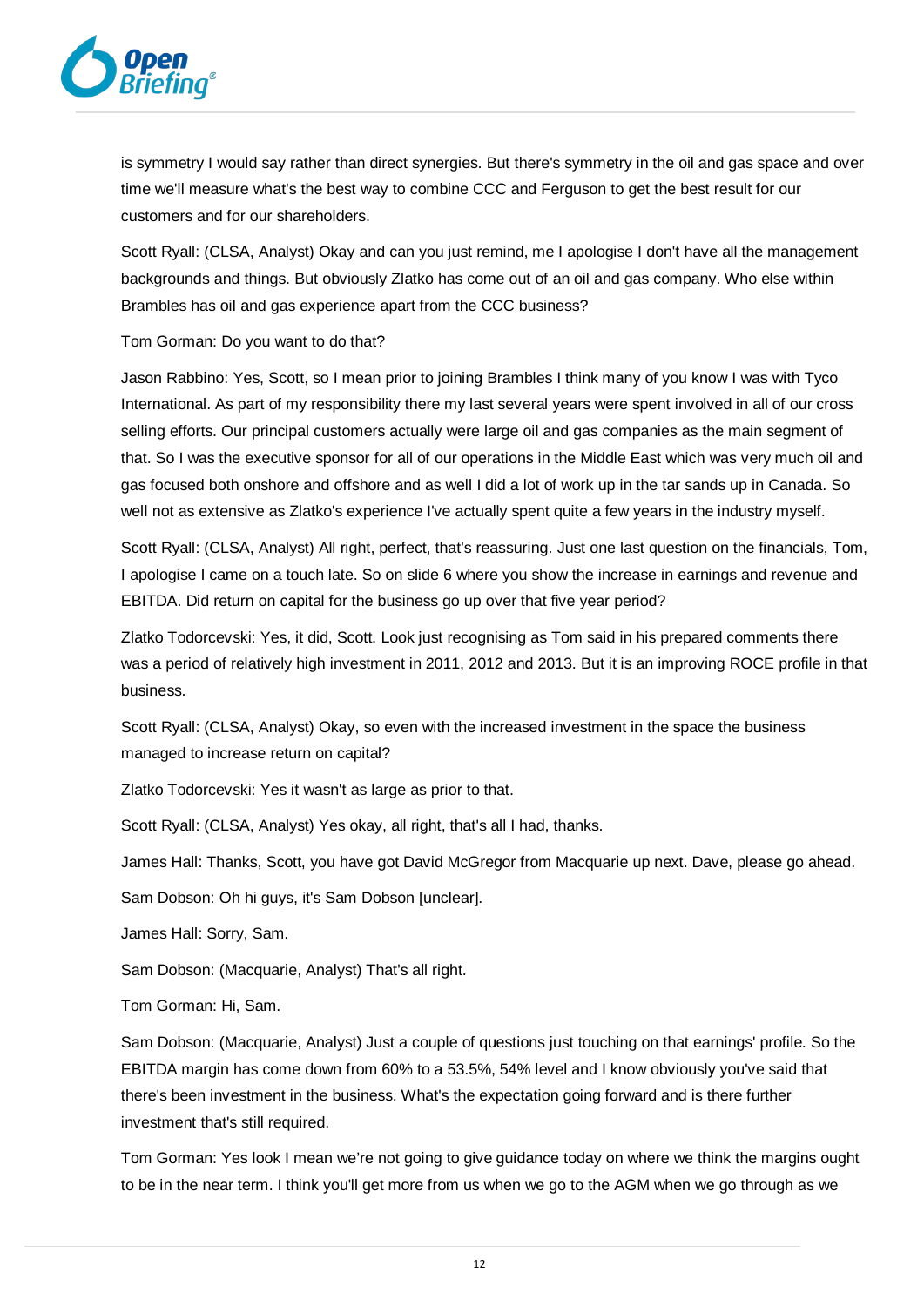is symmetry I would say rather than direct synergies. But there's symmetry in the oil and gas space and over time we'll measure what's the best way to combine CCC and Ferguson to get the best result for our customers and for our shareholders.

Scott Ryall: (CLSA, Analyst) Okay and can you just remind, me I apologise I don't have all the management backgrounds and things. But obviously Zlatko has come out of an oil and gas company. Who else within Brambles has oil and gas experience apart from the CCC business?

Tom Gorman: Do you want to do that?

Jason Rabbino: Yes, Scott, so I mean prior to joining Brambles I think many of you know I was with Tyco International. As part of my responsibility there my last several years were spent involved in all of our cross selling efforts. Our principal customers actually were large oil and gas companies as the main segment of that. So I was the executive sponsor for all of our operations in the Middle East which was very much oil and gas focused both onshore and offshore and as well I did a lot of work up in the tar sands up in Canada. So well not as extensive as Zlatko's experience I've actually spent quite a few years in the industry myself.

Scott Ryall: (CLSA, Analyst) All right, perfect, that's reassuring. Just one last question on the financials, Tom, I apologise I came on a touch late. So on slide 6 where you show the increase in earnings and revenue and EBITDA. Did return on capital for the business go up over that five year period?

Zlatko Todorcevski: Yes, it did, Scott. Look just recognising as Tom said in his prepared comments there was a period of relatively high investment in 2011, 2012 and 2013. But it is an improving ROCE profile in that business.

Scott Ryall: (CLSA, Analyst) Okay, so even with the increased investment in the space the business managed to increase return on capital?

Zlatko Todorcevski: Yes it wasn't as large as prior to that.

Scott Ryall: (CLSA, Analyst) Yes okay, all right, that's all I had, thanks.

James Hall: Thanks, Scott, you have got David McGregor from Macquarie up next. Dave, please go ahead.

Sam Dobson: Oh hi guys, it's Sam Dobson [unclear].

James Hall: Sorry, Sam.

Sam Dobson: (Macquarie, Analyst) That's all right.

Tom Gorman: Hi, Sam.

Sam Dobson: (Macquarie, Analyst) Just a couple of questions just touching on that earnings' profile. So the EBITDA margin has come down from 60% to a 53.5%, 54% level and I know obviously you've said that there's been investment in the business. What's the expectation going forward and is there further investment that's still required.

Tom Gorman: Yes look I mean we're not going to give guidance today on where we think the margins ought to be in the near term. I think you'll get more from us when we go to the AGM when we go through as we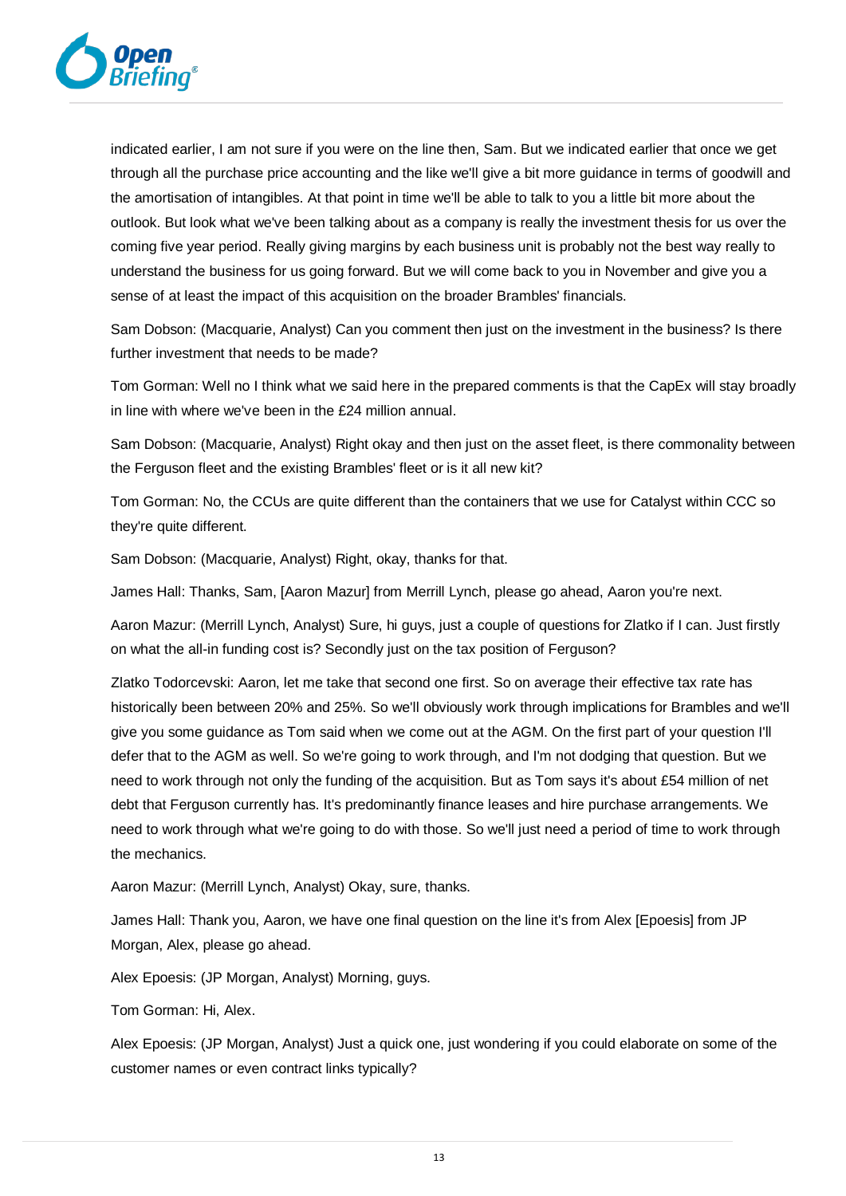indicated earlier, I am not sure if you were on the line then, Sam. But we indicated earlier that once we get through all the purchase price accounting and the like we'll give a bit more guidance in terms of goodwill and the amortisation of intangibles. At that point in time we'll be able to talk to you a little bit more about the outlook. But look what we've been talking about as a company is really the investment thesis for us over the coming five year period. Really giving margins by each business unit is probably not the best way really to understand the business for us going forward. But we will come back to you in November and give you a sense of at least the impact of this acquisition on the broader Brambles' financials.

Sam Dobson: (Macquarie, Analyst) Can you comment then just on the investment in the business? Is there further investment that needs to be made?

Tom Gorman: Well no I think what we said here in the prepared comments is that the CapEx will stay broadly in line with where we've been in the £24 million annual.

Sam Dobson: (Macquarie, Analyst) Right okay and then just on the asset fleet, is there commonality between the Ferguson fleet and the existing Brambles' fleet or is it all new kit?

Tom Gorman: No, the CCUs are quite different than the containers that we use for Catalyst within CCC so they're quite different.

Sam Dobson: (Macquarie, Analyst) Right, okay, thanks for that.

James Hall: Thanks, Sam, [Aaron Mazur] from Merrill Lynch, please go ahead, Aaron you're next.

Aaron Mazur: (Merrill Lynch, Analyst) Sure, hi guys, just a couple of questions for Zlatko if I can. Just firstly on what the all-in funding cost is? Secondly just on the tax position of Ferguson?

Zlatko Todorcevski: Aaron, let me take that second one first. So on average their effective tax rate has historically been between 20% and 25%. So we'll obviously work through implications for Brambles and we'll give you some guidance as Tom said when we come out at the AGM. On the first part of your question I'll defer that to the AGM as well. So we're going to work through, and I'm not dodging that question. But we need to work through not only the funding of the acquisition. But as Tom says it's about £54 million of net debt that Ferguson currently has. It's predominantly finance leases and hire purchase arrangements. We need to work through what we're going to do with those. So we'll just need a period of time to work through the mechanics.

Aaron Mazur: (Merrill Lynch, Analyst) Okay, sure, thanks.

James Hall: Thank you, Aaron, we have one final question on the line it's from Alex [Epoesis] from JP Morgan, Alex, please go ahead.

Alex Epoesis: (JP Morgan, Analyst) Morning, guys.

Tom Gorman: Hi, Alex.

Alex Epoesis: (JP Morgan, Analyst) Just a quick one, just wondering if you could elaborate on some of the customer names or even contract links typically?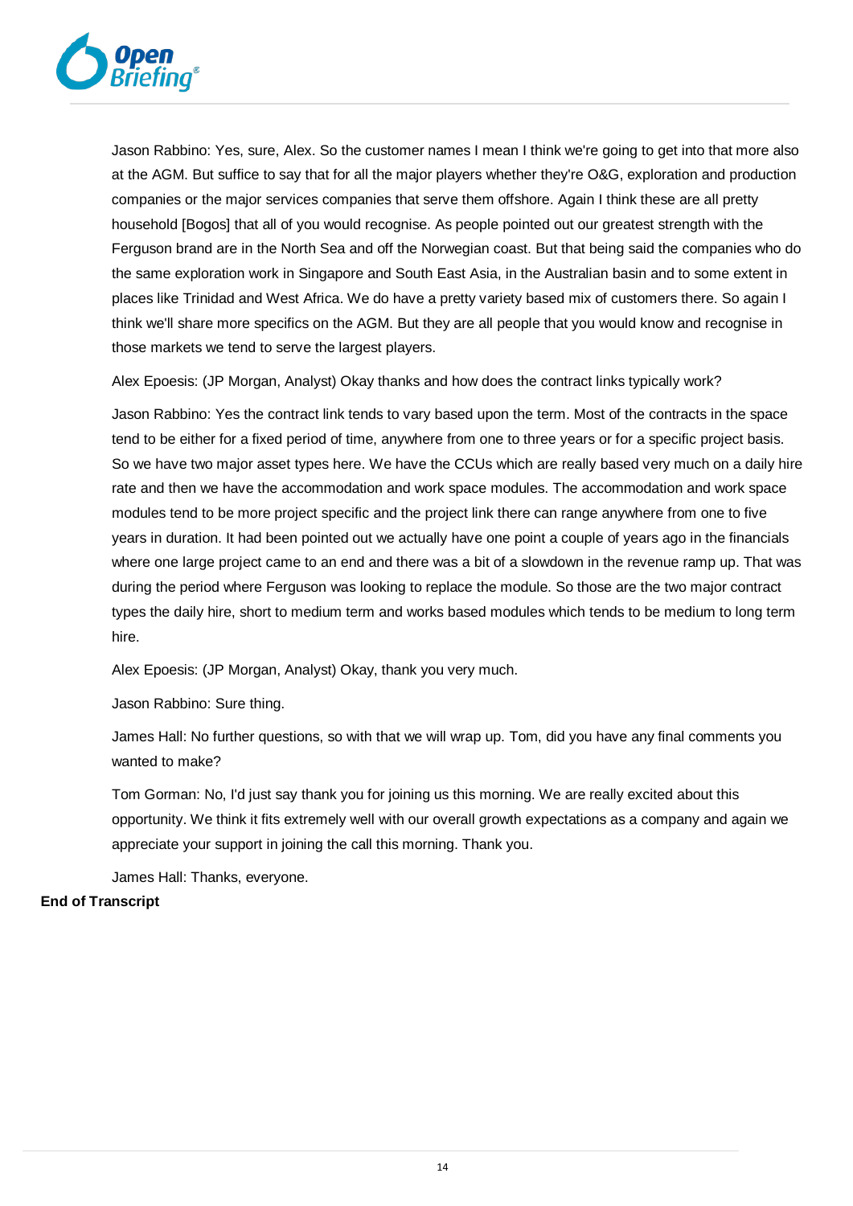Jason Rabbino: Yes, sure, Alex. So the customer names I mean I think we're going to get into that more also at the AGM. But suffice to say that for all the major players whether they're O&G, exploration and production companies or the major services companies that serve them offshore. Again I think these are all pretty household [Bogos] that all of you would recognise. As people pointed out our greatest strength with the Ferguson brand are in the North Sea and off the Norwegian coast. But that being said the companies who do the same exploration work in Singapore and South East Asia, in the Australian basin and to some extent in places like Trinidad and West Africa. We do have a pretty variety based mix of customers there. So again I think we'll share more specifics on the AGM. But they are all people that you would know and recognise in those markets we tend to serve the largest players.

Alex Epoesis: (JP Morgan, Analyst) Okay thanks and how does the contract links typically work?

Jason Rabbino: Yes the contract link tends to vary based upon the term. Most of the contracts in the space tend to be either for a fixed period of time, anywhere from one to three years or for a specific project basis. So we have two major asset types here. We have the CCUs which are really based very much on a daily hire rate and then we have the accommodation and work space modules. The accommodation and work space modules tend to be more project specific and the project link there can range anywhere from one to five years in duration. It had been pointed out we actually have one point a couple of years ago in the financials where one large project came to an end and there was a bit of a slowdown in the revenue ramp up. That was during the period where Ferguson was looking to replace the module. So those are the two major contract types the daily hire, short to medium term and works based modules which tends to be medium to long term hire.

Alex Epoesis: (JP Morgan, Analyst) Okay, thank you very much.

Jason Rabbino: Sure thing.

James Hall: No further questions, so with that we will wrap up. Tom, did you have any final comments you wanted to make?

Tom Gorman: No, I'd just say thank you for joining us this morning. We are really excited about this opportunity. We think it fits extremely well with our overall growth expectations as a company and again we appreciate your support in joining the call this morning. Thank you.

James Hall: Thanks, everyone.

**End of Transcript**